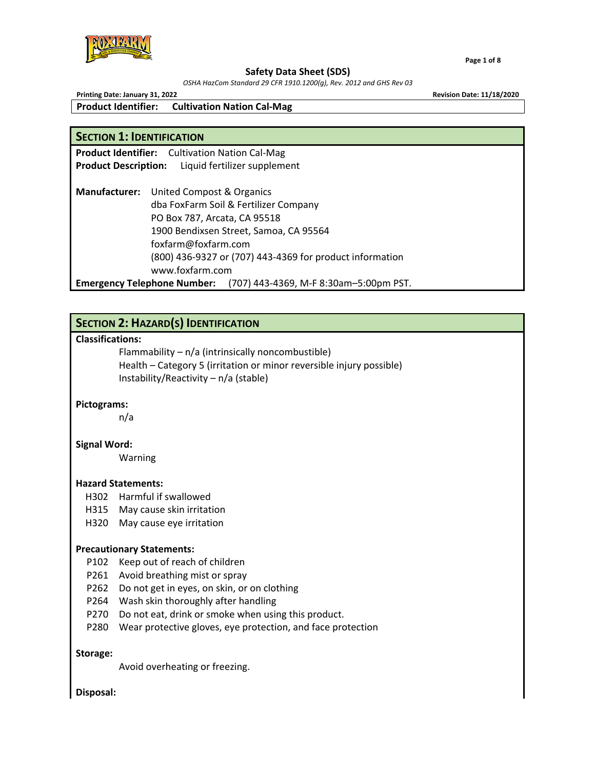# Safety Data Sheet (SDS)

*OSHA HazCom Standard 29 CFR 1910.1200(g), Rev. 2012 and GHS Rev 03*

**Printing Date: January 31, 2022** **Revision Date: 11/18/2020**

**Product Identifier: Cultivation Nation Cal-Mag**

## SECTION 1: IDENTIFICATION

**Product Identifier:** Cultivation Nation Cal-Mag
**Product Description:** Liquid fertilizer supplement

**Manufacturer:** United Compost & Organics
dba FoxFarm Soil & Fertilizer Company
PO Box 787, Arcata, CA 95518
1900 Bendixsen Street, Samoa, CA 95564
foxfarm@foxfarm.com
(800) 436-9327 or (707) 443-4369 for product information
www.foxfarm.com

**Emergency Telephone Number:** (707) 443-4369, M-F 8:30am–5:00pm PST.

## SECTION 2: HAZARD(S) IDENTIFICATION

**Classifications:**

Flammability – n/a (intrinsically noncombustible)
Health – Category 5 (irritation or minor reversible injury possible)
Instability/Reactivity – n/a (stable)

**Pictograms:**

n/a

**Signal Word:**

Warning

**Hazard Statements:**

H302 Harmful if swallowed
H315 May cause skin irritation
H320 May cause eye irritation

**Precautionary Statements:**

P102 Keep out of reach of children
P261 Avoid breathing mist or spray
P262 Do not get in eyes, on skin, or on clothing
P264 Wash skin thoroughly after handling
P270 Do not eat, drink or smoke when using this product.
P280 Wear protective gloves, eye protection, and face protection

**Storage:**

Avoid overheating or freezing.

**Disposal:**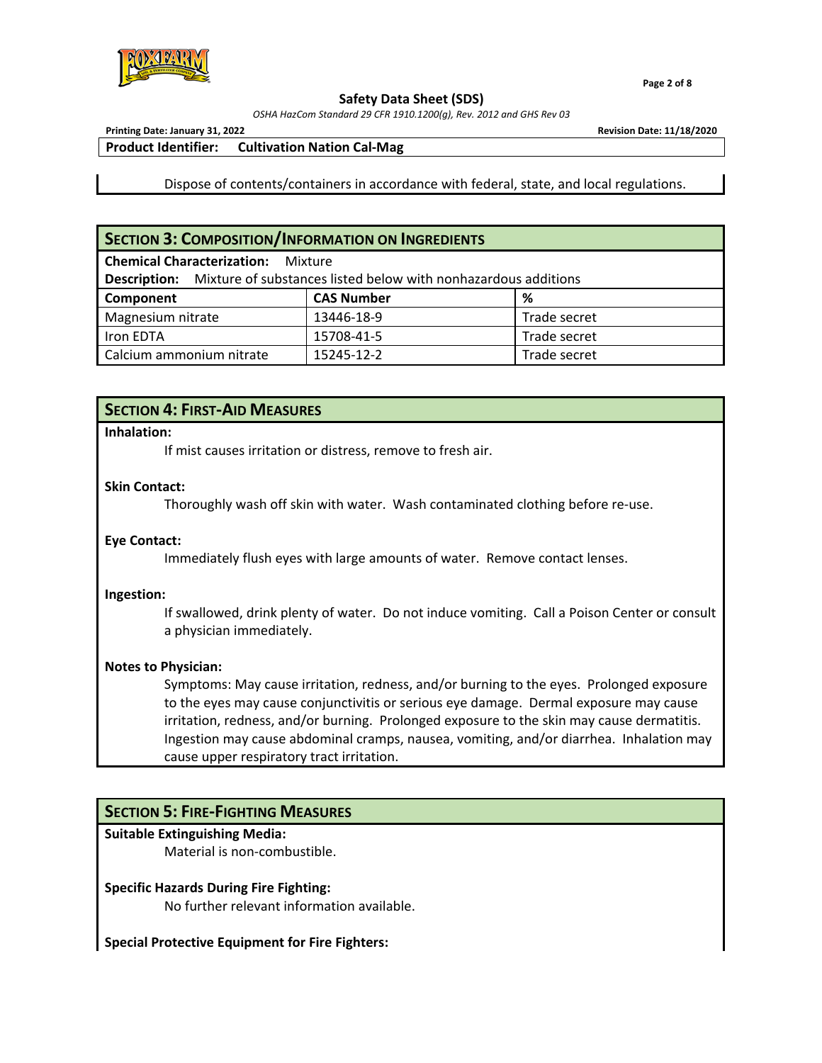Dispose of contents/containers in accordance with federal, state, and local regulations.

## SECTION 3: COMPOSITION/INFORMATION ON INGREDIENTS

**Chemical Characterization:** Mixture

**Description:** Mixture of substances listed below with nonhazardous additions

| Component | CAS Number | % |
|---|---|---|
| Magnesium nitrate | 13446-18-9 | Trade secret |
| Iron EDTA | 15708-41-5 | Trade secret |
| Calcium ammonium nitrate | 15245-12-2 | Trade secret |

## SECTION 4: FIRST-AID MEASURES

**Inhalation:**

If mist causes irritation or distress, remove to fresh air.

**Skin Contact:**

Thoroughly wash off skin with water. Wash contaminated clothing before re-use.

**Eye Contact:**

Immediately flush eyes with large amounts of water. Remove contact lenses.

**Ingestion:**

If swallowed, drink plenty of water. Do not induce vomiting. Call a Poison Center or consult a physician immediately.

**Notes to Physician:**

Symptoms: May cause irritation, redness, and/or burning to the eyes. Prolonged exposure to the eyes may cause conjunctivitis or serious eye damage. Dermal exposure may cause irritation, redness, and/or burning. Prolonged exposure to the skin may cause dermatitis. Ingestion may cause abdominal cramps, nausea, vomiting, and/or diarrhea. Inhalation may cause upper respiratory tract irritation.

## SECTION 5: FIRE-FIGHTING MEASURES

**Suitable Extinguishing Media:**

Material is non-combustible.

**Specific Hazards During Fire Fighting:**

No further relevant information available.

**Special Protective Equipment for Fire Fighters:**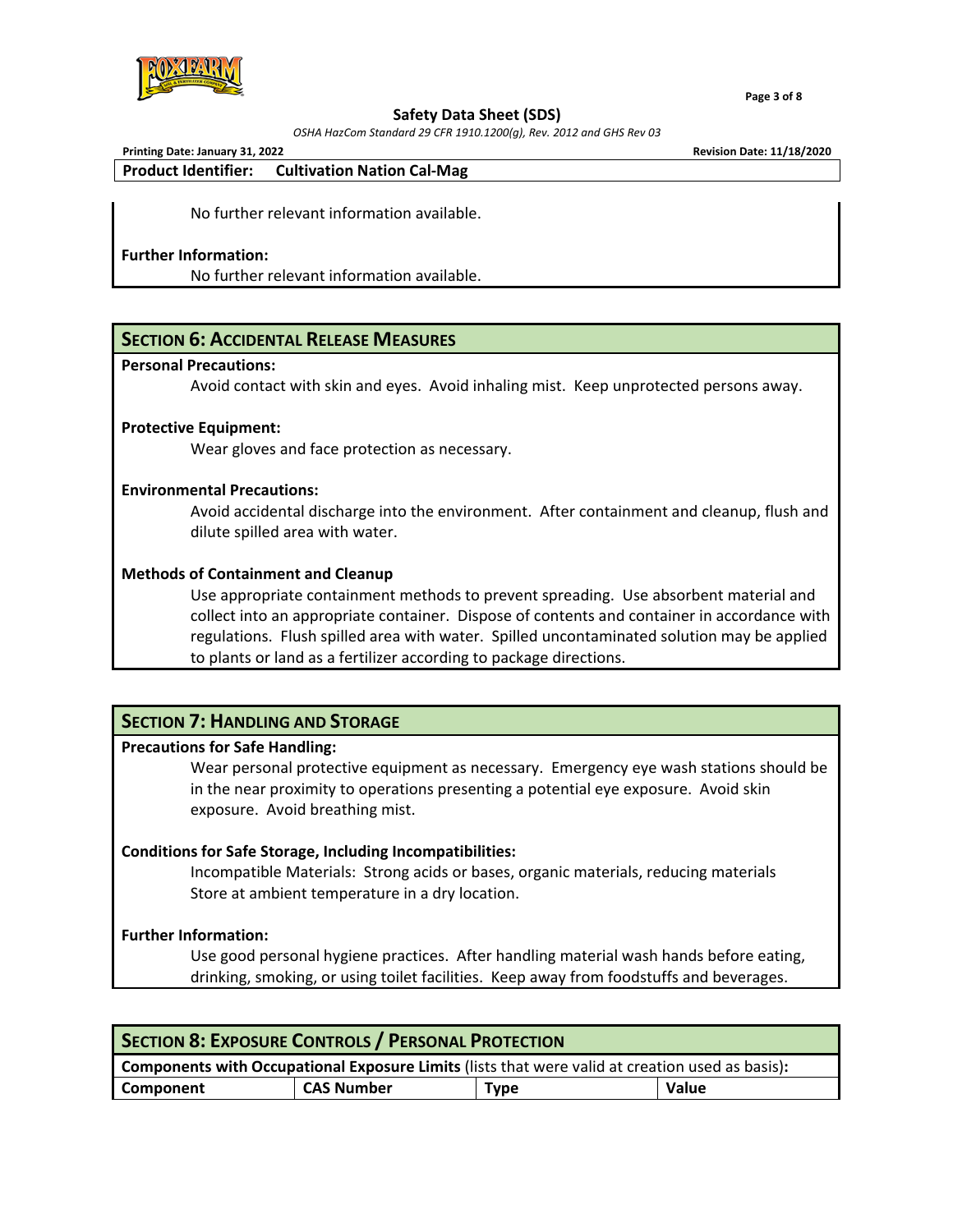No further relevant information available.

**Further Information:**

No further relevant information available.

## SECTION 6: ACCIDENTAL RELEASE MEASURES

**Personal Precautions:**

Avoid contact with skin and eyes. Avoid inhaling mist. Keep unprotected persons away.

**Protective Equipment:**

Wear gloves and face protection as necessary.

**Environmental Precautions:**

Avoid accidental discharge into the environment. After containment and cleanup, flush and dilute spilled area with water.

**Methods of Containment and Cleanup**

Use appropriate containment methods to prevent spreading. Use absorbent material and collect into an appropriate container. Dispose of contents and container in accordance with regulations. Flush spilled area with water. Spilled uncontaminated solution may be applied to plants or land as a fertilizer according to package directions.

## SECTION 7: HANDLING AND STORAGE

**Precautions for Safe Handling:**

Wear personal protective equipment as necessary. Emergency eye wash stations should be in the near proximity to operations presenting a potential eye exposure. Avoid skin exposure. Avoid breathing mist.

**Conditions for Safe Storage, Including Incompatibilities:**

Incompatible Materials: Strong acids or bases, organic materials, reducing materials
Store at ambient temperature in a dry location.

**Further Information:**

Use good personal hygiene practices. After handling material wash hands before eating, drinking, smoking, or using toilet facilities. Keep away from foodstuffs and beverages.

## SECTION 8: EXPOSURE CONTROLS / PERSONAL PROTECTION

**Components with Occupational Exposure Limits** (lists that were valid at creation used as basis)**:**

| Component | CAS Number | Type | Value |
|---|---|---|---|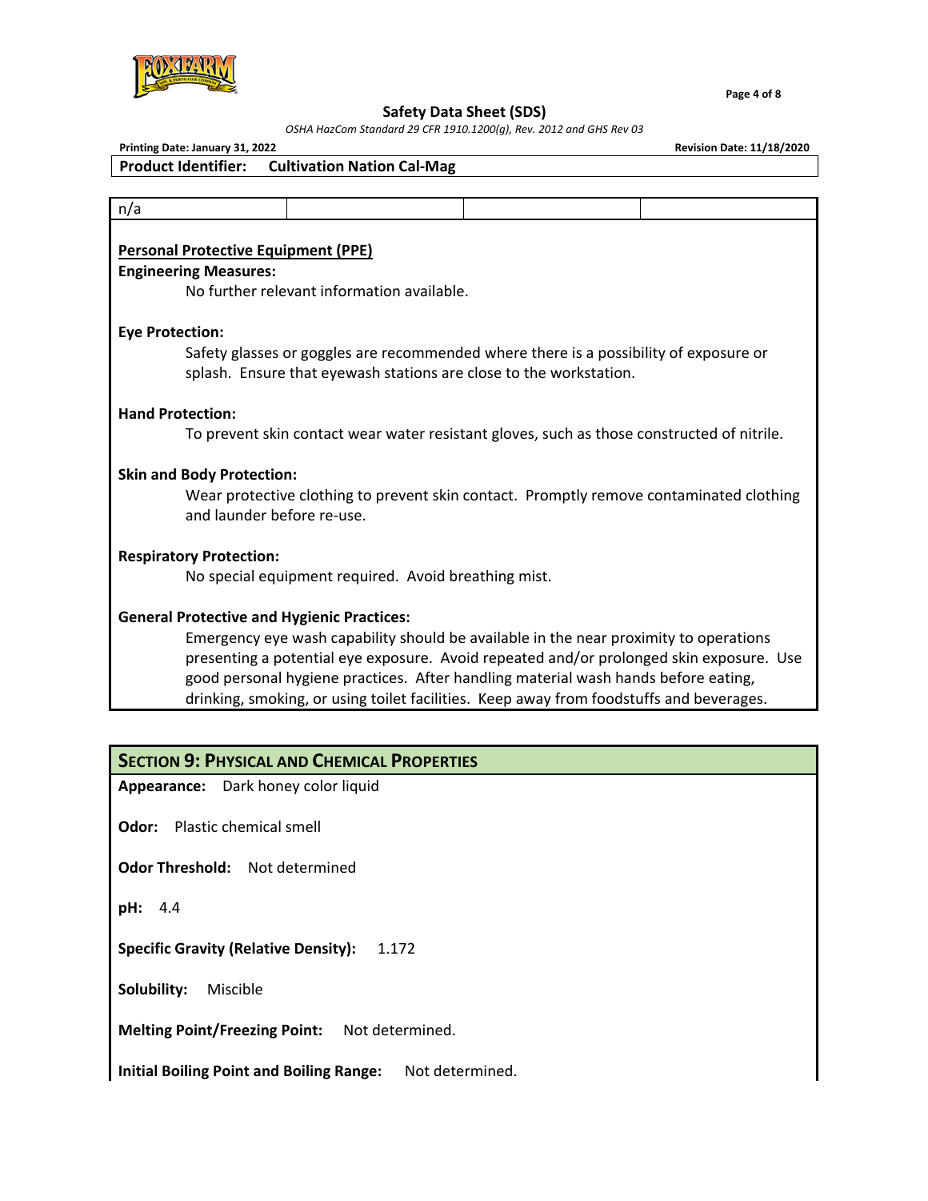| n/a | | | |
|---|---|---|---|

**Personal Protective Equipment (PPE)**

**Engineering Measures:**

No further relevant information available.

**Eye Protection:**

Safety glasses or goggles are recommended where there is a possibility of exposure or splash. Ensure that eyewash stations are close to the workstation.

**Hand Protection:**

To prevent skin contact wear water resistant gloves, such as those constructed of nitrile.

**Skin and Body Protection:**

Wear protective clothing to prevent skin contact. Promptly remove contaminated clothing and launder before re-use.

**Respiratory Protection:**

No special equipment required. Avoid breathing mist.

**General Protective and Hygienic Practices:**

Emergency eye wash capability should be available in the near proximity to operations presenting a potential eye exposure. Avoid repeated and/or prolonged skin exposure. Use good personal hygiene practices. After handling material wash hands before eating, drinking, smoking, or using toilet facilities. Keep away from foodstuffs and beverages.

## SECTION 9: PHYSICAL AND CHEMICAL PROPERTIES

**Appearance:** Dark honey color liquid

**Odor:** Plastic chemical smell

**Odor Threshold:** Not determined

**pH:** 4.4

**Specific Gravity (Relative Density):** 1.172

**Solubility:** Miscible

**Melting Point/Freezing Point:** Not determined.

**Initial Boiling Point and Boiling Range:** Not determined.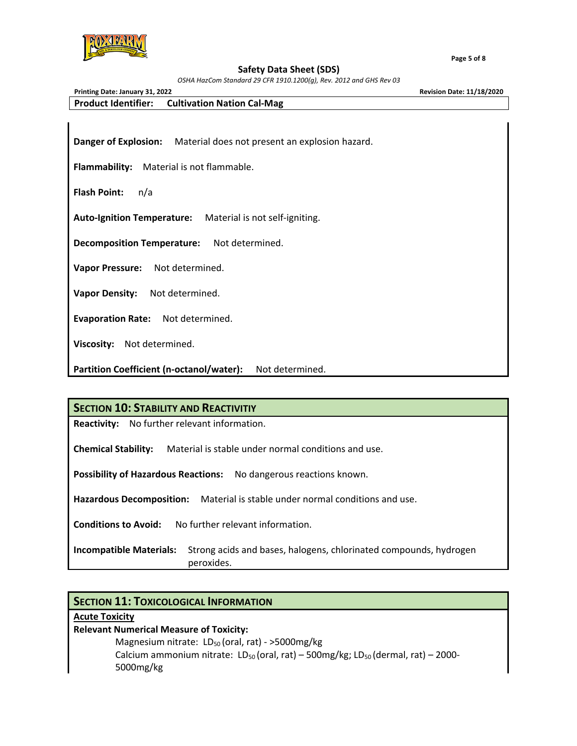**Danger of Explosion:** Material does not present an explosion hazard.

**Flammability:** Material is not flammable.

**Flash Point:** n/a

**Auto-Ignition Temperature:** Material is not self-igniting.

**Decomposition Temperature:** Not determined.

**Vapor Pressure:** Not determined.

**Vapor Density:** Not determined.

**Evaporation Rate:** Not determined.

**Viscosity:** Not determined.

**Partition Coefficient (n-octanol/water):** Not determined.

## SECTION 10: STABILITY AND REACTIVITIY

**Reactivity:** No further relevant information.

**Chemical Stability:** Material is stable under normal conditions and use.

**Possibility of Hazardous Reactions:** No dangerous reactions known.

**Hazardous Decomposition:** Material is stable under normal conditions and use.

**Conditions to Avoid:** No further relevant information.

**Incompatible Materials:** Strong acids and bases, halogens, chlorinated compounds, hydrogen peroxides.

## SECTION 11: TOXICOLOGICAL INFORMATION

**Acute Toxicity**

**Relevant Numerical Measure of Toxicity:**

Magnesium nitrate: $LD_{50}$ (oral, rat) - >5000mg/kg

Calcium ammonium nitrate: $LD_{50}$ (oral, rat) – 500mg/kg; $LD_{50}$ (dermal, rat) – 2000-5000mg/kg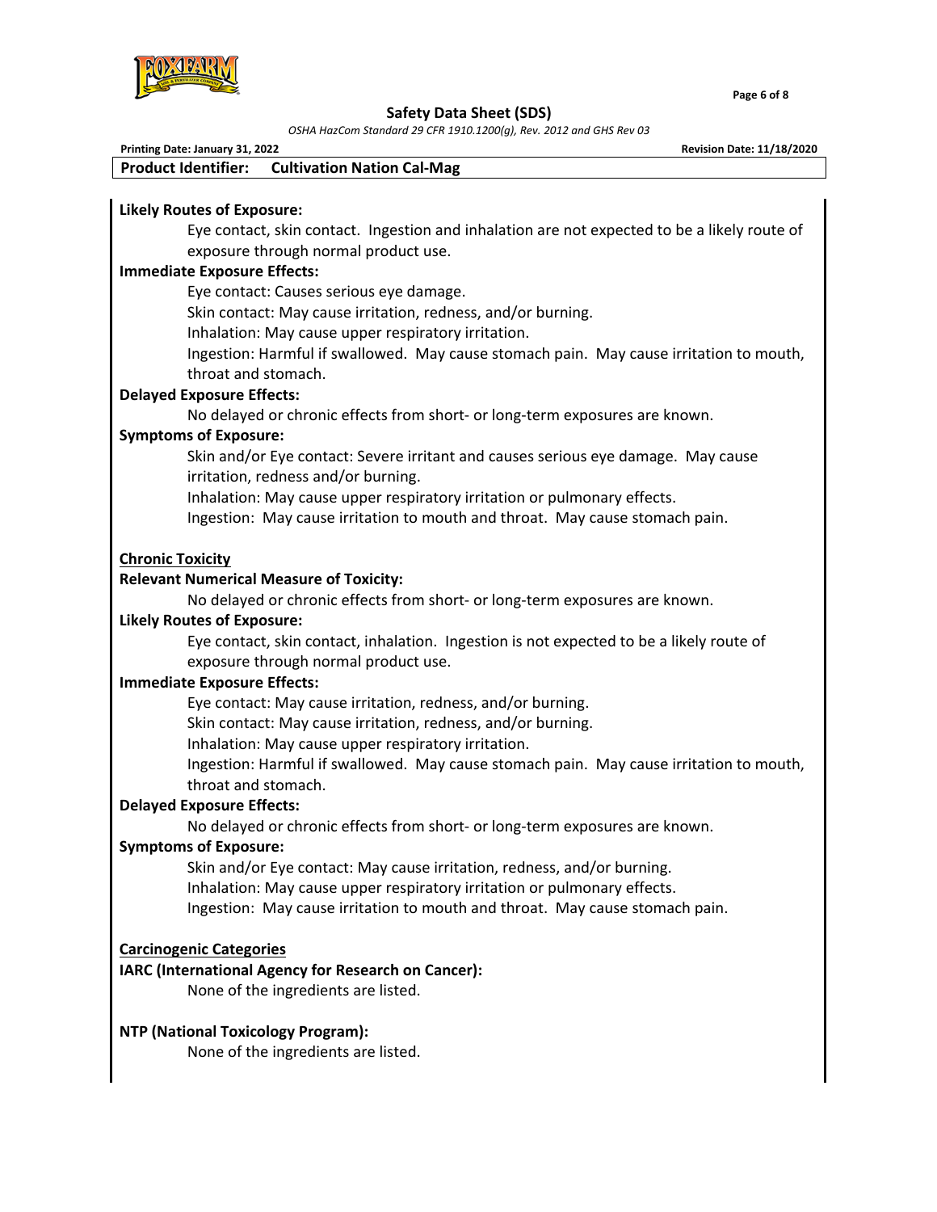**Likely Routes of Exposure:**

Eye contact, skin contact. Ingestion and inhalation are not expected to be a likely route of exposure through normal product use.

**Immediate Exposure Effects:**

Eye contact: Causes serious eye damage.

Skin contact: May cause irritation, redness, and/or burning.

Inhalation: May cause upper respiratory irritation.

Ingestion: Harmful if swallowed. May cause stomach pain. May cause irritation to mouth, throat and stomach.

**Delayed Exposure Effects:**

No delayed or chronic effects from short- or long-term exposures are known.

**Symptoms of Exposure:**

Skin and/or Eye contact: Severe irritant and causes serious eye damage. May cause irritation, redness and/or burning.

Inhalation: May cause upper respiratory irritation or pulmonary effects.

Ingestion: May cause irritation to mouth and throat. May cause stomach pain.

## Chronic Toxicity

**Relevant Numerical Measure of Toxicity:**

No delayed or chronic effects from short- or long-term exposures are known.

**Likely Routes of Exposure:**

Eye contact, skin contact, inhalation. Ingestion is not expected to be a likely route of exposure through normal product use.

**Immediate Exposure Effects:**

Eye contact: May cause irritation, redness, and/or burning.

Skin contact: May cause irritation, redness, and/or burning.

Inhalation: May cause upper respiratory irritation.

Ingestion: Harmful if swallowed. May cause stomach pain. May cause irritation to mouth, throat and stomach.

**Delayed Exposure Effects:**

No delayed or chronic effects from short- or long-term exposures are known.

**Symptoms of Exposure:**

Skin and/or Eye contact: May cause irritation, redness, and/or burning.

Inhalation: May cause upper respiratory irritation or pulmonary effects.

Ingestion: May cause irritation to mouth and throat. May cause stomach pain.

## Carcinogenic Categories

**IARC (International Agency for Research on Cancer):**

None of the ingredients are listed.

**NTP (National Toxicology Program):**

None of the ingredients are listed.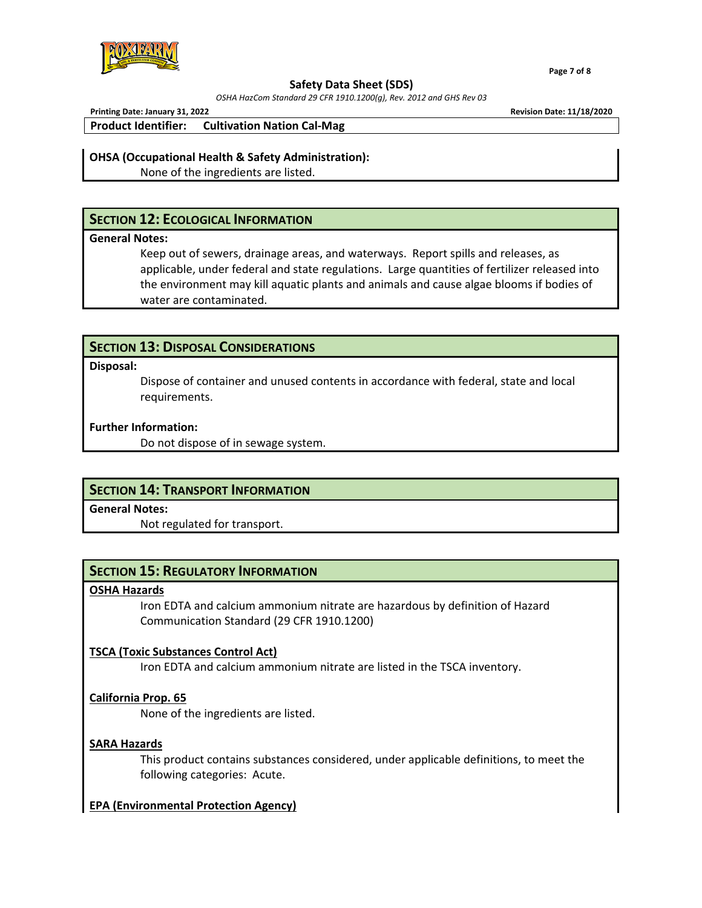**OHSA (Occupational Health & Safety Administration):**

None of the ingredients are listed.

## SECTION 12: ECOLOGICAL INFORMATION

**General Notes:**

Keep out of sewers, drainage areas, and waterways. Report spills and releases, as applicable, under federal and state regulations. Large quantities of fertilizer released into the environment may kill aquatic plants and animals and cause algae blooms if bodies of water are contaminated.

## SECTION 13: DISPOSAL CONSIDERATIONS

**Disposal:**

Dispose of container and unused contents in accordance with federal, state and local requirements.

**Further Information:**

Do not dispose of in sewage system.

## SECTION 14: TRANSPORT INFORMATION

**General Notes:**

Not regulated for transport.

## SECTION 15: REGULATORY INFORMATION

**OSHA Hazards**

Iron EDTA and calcium ammonium nitrate are hazardous by definition of Hazard Communication Standard (29 CFR 1910.1200)

**TSCA (Toxic Substances Control Act)**

Iron EDTA and calcium ammonium nitrate are listed in the TSCA inventory.

**California Prop. 65**

None of the ingredients are listed.

**SARA Hazards**

This product contains substances considered, under applicable definitions, to meet the following categories: Acute.

**EPA (Environmental Protection Agency)**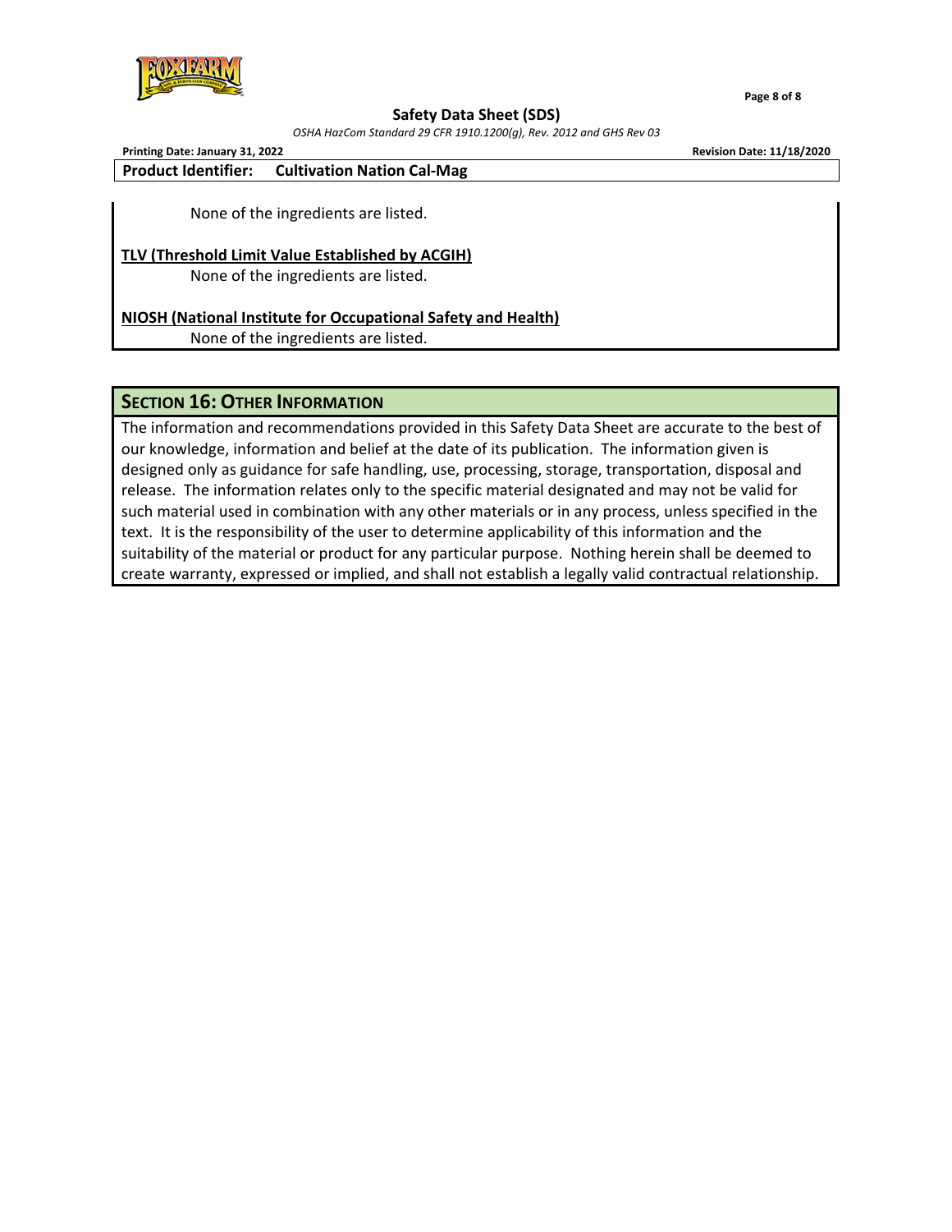None of the ingredients are listed.

**TLV (Threshold Limit Value Established by ACGIH)**

None of the ingredients are listed.

**NIOSH (National Institute for Occupational Safety and Health)**

None of the ingredients are listed.

## SECTION 16: OTHER INFORMATION

The information and recommendations provided in this Safety Data Sheet are accurate to the best of our knowledge, information and belief at the date of its publication. The information given is designed only as guidance for safe handling, use, processing, storage, transportation, disposal and release. The information relates only to the specific material designated and may not be valid for such material used in combination with any other materials or in any process, unless specified in the text. It is the responsibility of the user to determine applicability of this information and the suitability of the material or product for any particular purpose. Nothing herein shall be deemed to create warranty, expressed or implied, and shall not establish a legally valid contractual relationship.